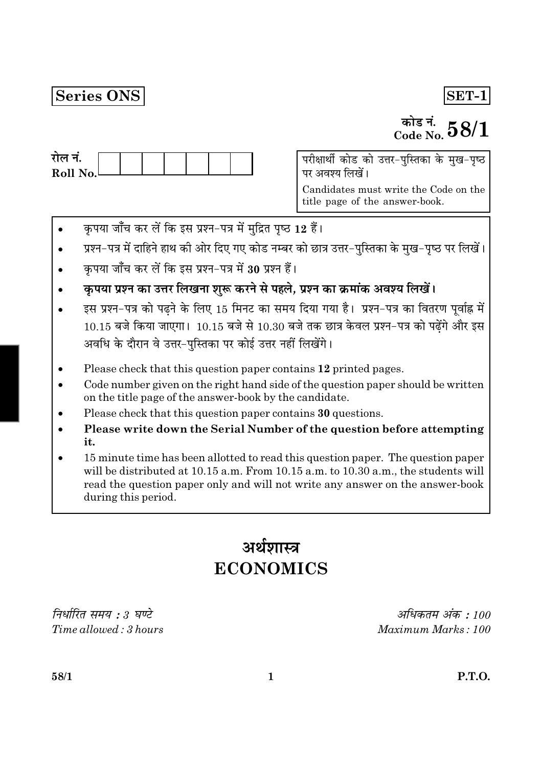**Series ONS**

**SET-1**

कोड नं.
Code No. **58/1**

रोल नं.
Roll No.

परीक्षार्थी कोड को उत्तर-पुस्तिका के मुख-पृष्ठ पर अवश्य लिखें।

Candidates must write the Code on the title page of the answer-book.

- कृपया जाँच कर लें कि इस प्रश्न-पत्र में मुद्रित पृष्ठ 12 हैं।
- प्रश्न-पत्र में दाहिने हाथ की ओर दिए गए कोड नम्बर को छात्र उत्तर-पुस्तिका के मुख-पृष्ठ पर लिखें।
- कृपया जाँच कर लें कि इस प्रश्न-पत्र में **30** प्रश्न हैं।
- **कृपया प्रश्न का उत्तर लिखना शुरू करने से पहले, प्रश्न का क्रमांक अवश्य लिखें।**
- इस प्रश्न-पत्र को पढ़ने के लिए 15 मिनट का समय दिया गया है। प्रश्न-पत्र का वितरण पूर्वाह्न में 10.15 बजे किया जाएगा। 10.15 बजे से 10.30 बजे तक छात्र केवल प्रश्न-पत्र को पढ़ेंगे और इस अवधि के दौरान वे उत्तर-पुस्तिका पर कोई उत्तर नहीं लिखेंगे।

- Please check that this question paper contains **12** printed pages.
- Code number given on the right hand side of the question paper should be written on the title page of the answer-book by the candidate.
- Please check that this question paper contains **30** questions.
- **Please write down the Serial Number of the question before attempting it.**
- 15 minute time has been allotted to read this question paper. The question paper will be distributed at 10.15 a.m. From 10.15 a.m. to 10.30 a.m., the students will read the question paper only and will not write any answer on the answer-book during this period.

# अर्थशास्त्र
# ECONOMICS

*निर्धारित समय : 3 घण्टे*
*Time allowed : 3 hours*

*अधिकतम अंक : 100*
*Maximum Marks : 100*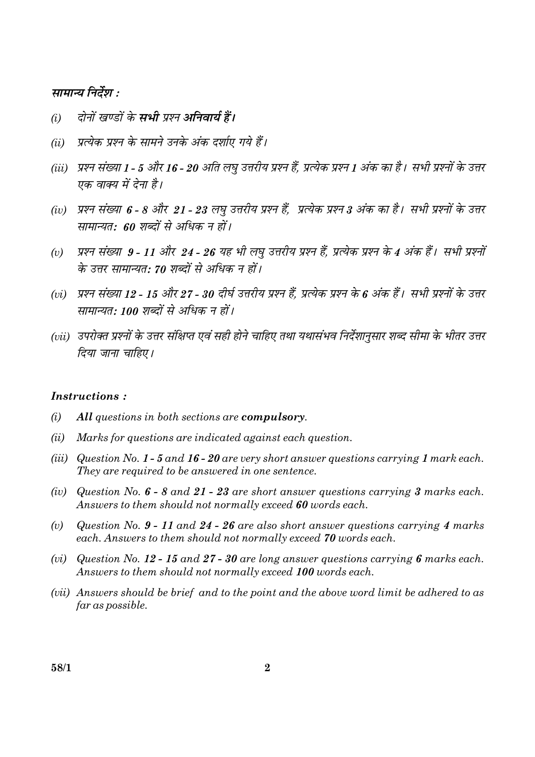## सामान्य निर्देश :

*(i)* *दोनों खण्डों के **सभी** प्रश्न **अनिवार्य हैं।***

*(ii)* *प्रत्येक प्रश्न के सामने उनके अंक दर्शाए गये हैं।*

*(iii)* *प्रश्न संख्या **1 - 5** और **16 - 20** अति लघु उत्तरीय प्रश्न हैं, प्रत्येक प्रश्न **1** अंक का है। सभी प्रश्नों के उत्तर एक वाक्य में देना है।*

*(iv)* *प्रश्न संख्या **6 - 8** और **21 - 23** लघु उत्तरीय प्रश्न हैं, प्रत्येक प्रश्न **3** अंक का है। सभी प्रश्नों के उत्तर सामान्यत: **60** शब्दों से अधिक न हों।*

*(v)* *प्रश्न संख्या **9 - 11** और **24 - 26** यह भी लघु उत्तरीय प्रश्न हैं, प्रत्येक प्रश्न के **4** अंक हैं। सभी प्रश्नों के उत्तर सामान्यत: **70** शब्दों से अधिक न हों।*

*(vi)* *प्रश्न संख्या **12 - 15** और **27 - 30** दीर्घ उत्तरीय प्रश्न हैं, प्रत्येक प्रश्न के **6** अंक हैं। सभी प्रश्नों के उत्तर सामान्यत: **100** शब्दों से अधिक न हों।*

*(vii)* *उपरोक्त प्रश्नों के उत्तर संक्षिप्त एवं सही होने चाहिए तथा यथासंभव निर्देशानुसार शब्द सीमा के भीतर उत्तर दिया जाना चाहिए।*

## Instructions :

*(i)* ***All** questions in both sections are **compulsory**.*

*(ii)* *Marks for questions are indicated against each question.*

*(iii)* *Question No. **1 - 5** and **16 - 20** are very short answer questions carrying **1** mark each. They are required to be answered in one sentence.*

*(iv)* *Question No. **6 - 8** and **21 - 23** are short answer questions carrying **3** marks each. Answers to them should not normally exceed **60** words each.*

*(v)* *Question No. **9 - 11** and **24 - 26** are also short answer questions carrying **4** marks each. Answers to them should not normally exceed **70** words each.*

*(vi)* *Question No. **12 - 15** and **27 - 30** are long answer questions carrying **6** marks each. Answers to them should not normally exceed **100** words each.*

*(vii)* *Answers should be brief and to the point and the above word limit be adhered to as far as possible.*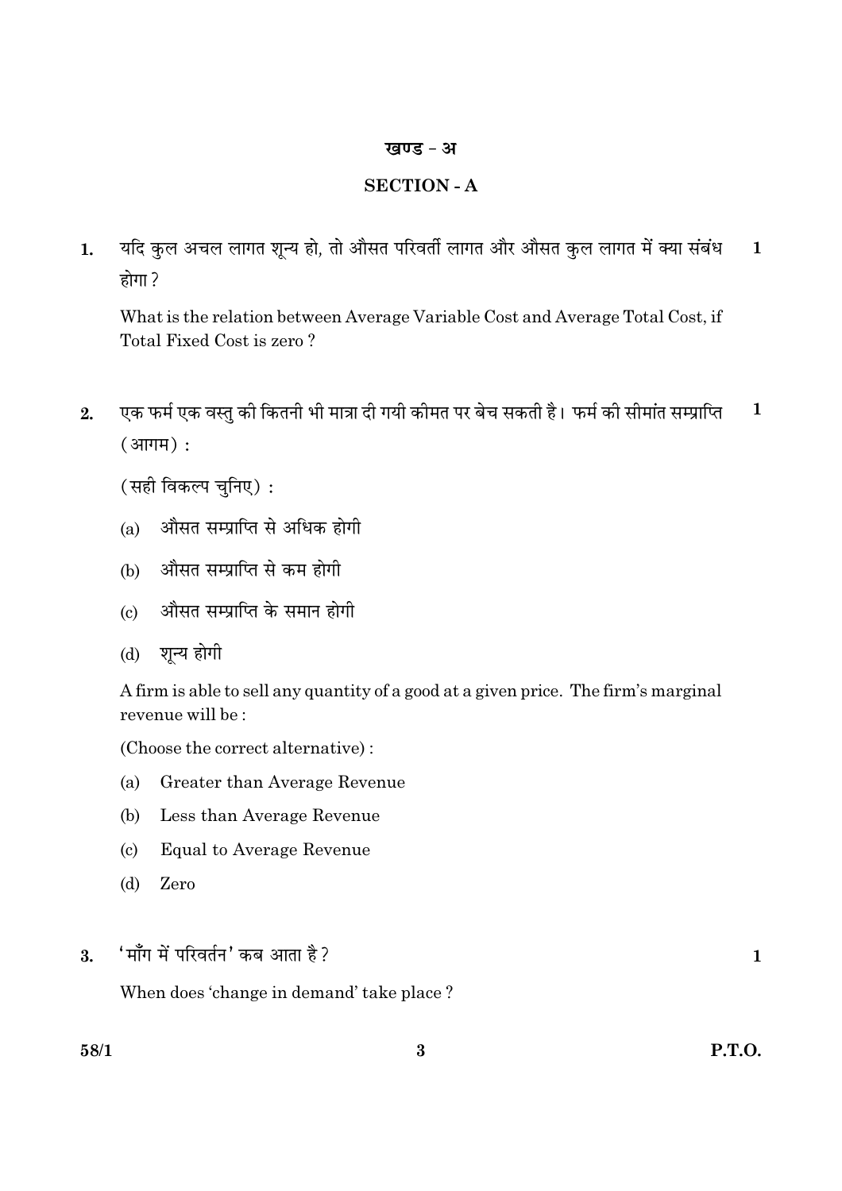## खण्ड - अ

## SECTION - A

1. यदि कुल अचल लागत शून्य हो, तो औसत परिवर्ती लागत और औसत कुल लागत में क्या संबंध होगा? **1**

   What is the relation between Average Variable Cost and Average Total Cost, if Total Fixed Cost is zero?

2. एक फर्म एक वस्तु की कितनी भी मात्रा दी गयी कीमत पर बेच सकती है। फर्म की सीमांत सम्प्राप्ति (आगम) : **1**

   (सही विकल्प चुनिए) :

   (a) औसत सम्प्राप्ति से अधिक होगी

   (b) औसत सम्प्राप्ति से कम होगी

   (c) औसत सम्प्राप्ति के समान होगी

   (d) शून्य होगी

   A firm is able to sell any quantity of a good at a given price. The firm's marginal revenue will be :

   (Choose the correct alternative) :

   (a) Greater than Average Revenue

   (b) Less than Average Revenue

   (c) Equal to Average Revenue

   (d) Zero

3. 'माँग में परिवर्तन' कब आता है? **1**

   When does 'change in demand' take place?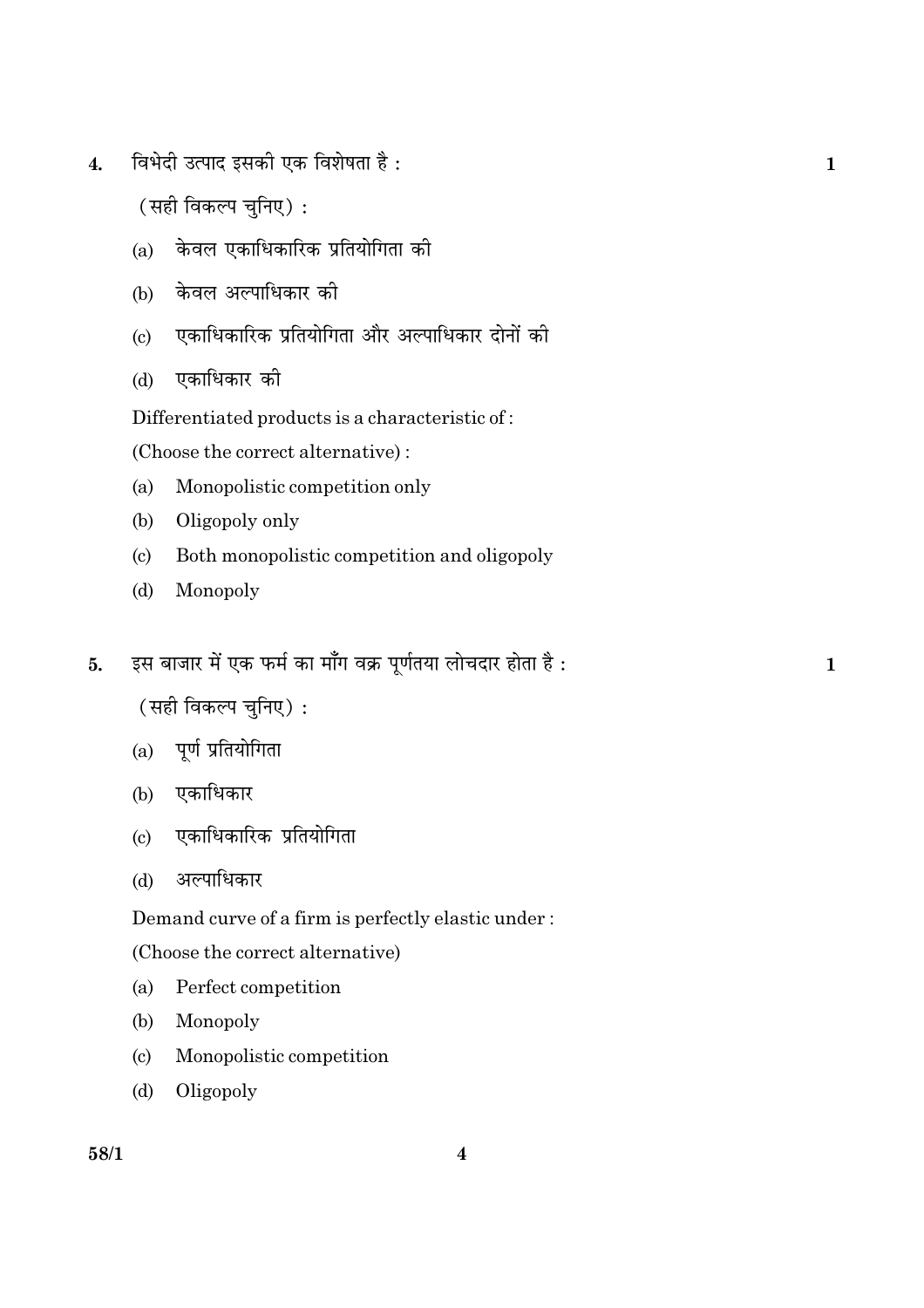4. विभेदी उत्पाद इसकी एक विशेषता है : **1**

   (सही विकल्प चुनिए) :

   (a) केवल एकाधिकारिक प्रतियोगिता की

   (b) केवल अल्पाधिकार की

   (c) एकाधिकारिक प्रतियोगिता और अल्पाधिकार दोनों की

   (d) एकाधिकार की

   Differentiated products is a characteristic of :

   (Choose the correct alternative) :

   (a) Monopolistic competition only

   (b) Oligopoly only

   (c) Both monopolistic competition and oligopoly

   (d) Monopoly

5. इस बाजार में एक फर्म का माँग वक्र पूर्णतया लोचदार होता है : **1**

   (सही विकल्प चुनिए) :

   (a) पूर्ण प्रतियोगिता

   (b) एकाधिकार

   (c) एकाधिकारिक प्रतियोगिता

   (d) अल्पाधिकार

   Demand curve of a firm is perfectly elastic under :

   (Choose the correct alternative)

   (a) Perfect competition

   (b) Monopoly

   (c) Monopolistic competition

   (d) Oligopoly

58/1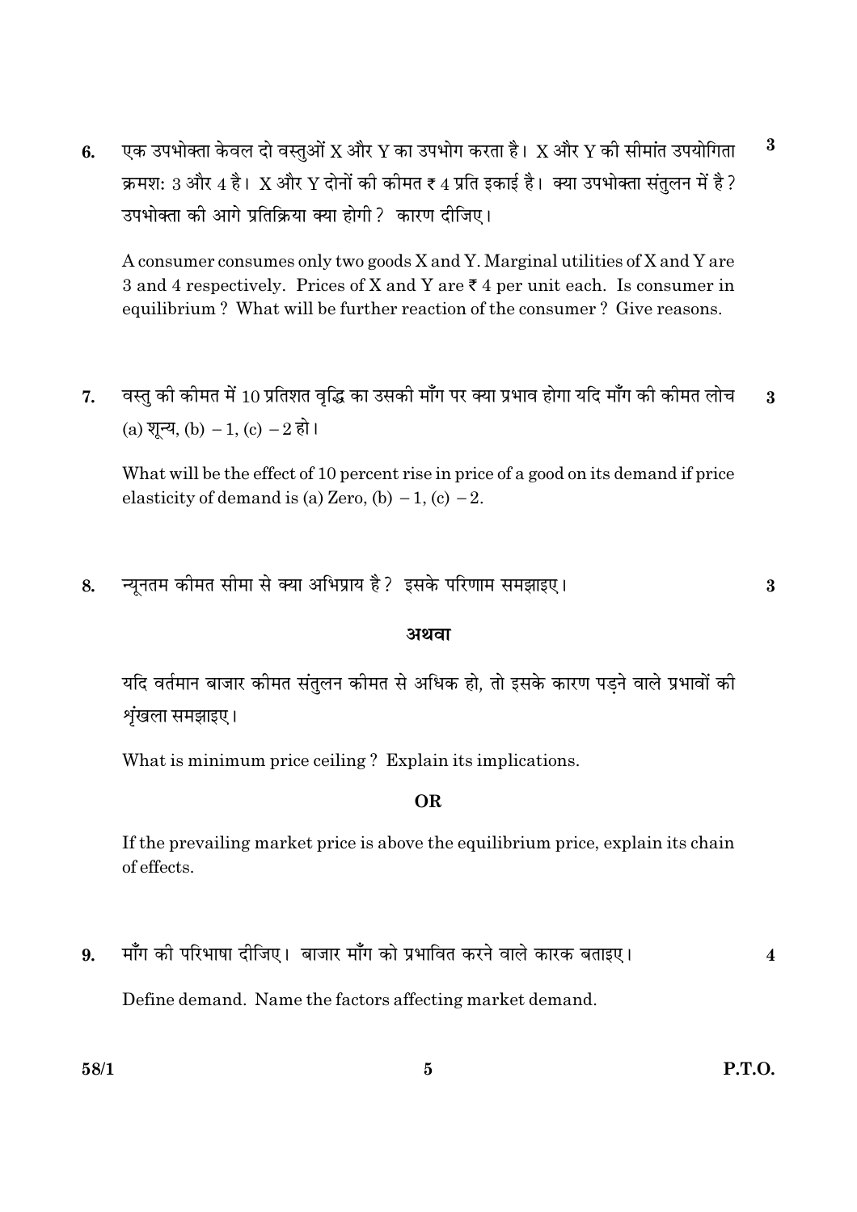6. एक उपभोक्ता केवल दो वस्तुओं X और Y का उपभोग करता है। X और Y की सीमांत उपयोगिता क्रमश: 3 और 4 है। X और Y दोनों की कीमत ₹ 4 प्रति इकाई है। क्या उपभोक्ता संतुलन में है? उपभोक्ता की आगे प्रतिक्रिया क्या होगी? कारण दीजिए। **3**

   A consumer consumes only two goods X and Y. Marginal utilities of X and Y are 3 and 4 respectively. Prices of X and Y are ₹ 4 per unit each. Is consumer in equilibrium? What will be further reaction of the consumer? Give reasons.

7. वस्तु की कीमत में 10 प्रतिशत वृद्धि का उसकी माँग पर क्या प्रभाव होगा यदि माँग की कीमत लोच (a) शून्य, (b) $-1$, (c) $-2$ हो। **3**

   What will be the effect of 10 percent rise in price of a good on its demand if price elasticity of demand is (a) Zero, (b) $-1$, (c) $-2$.

8. न्यूनतम कीमत सीमा से क्या अभिप्राय है? इसके परिणाम समझाइए। **3**

   **अथवा**

   यदि वर्तमान बाजार कीमत संतुलन कीमत से अधिक हो, तो इसके कारण पड़ने वाले प्रभावों की श्रृंखला समझाइए।

   What is minimum price ceiling? Explain its implications.

   **OR**

   If the prevailing market price is above the equilibrium price, explain its chain of effects.

9. माँग की परिभाषा दीजिए। बाजार माँग को प्रभावित करने वाले कारक बताइए। **4**

   Define demand. Name the factors affecting market demand.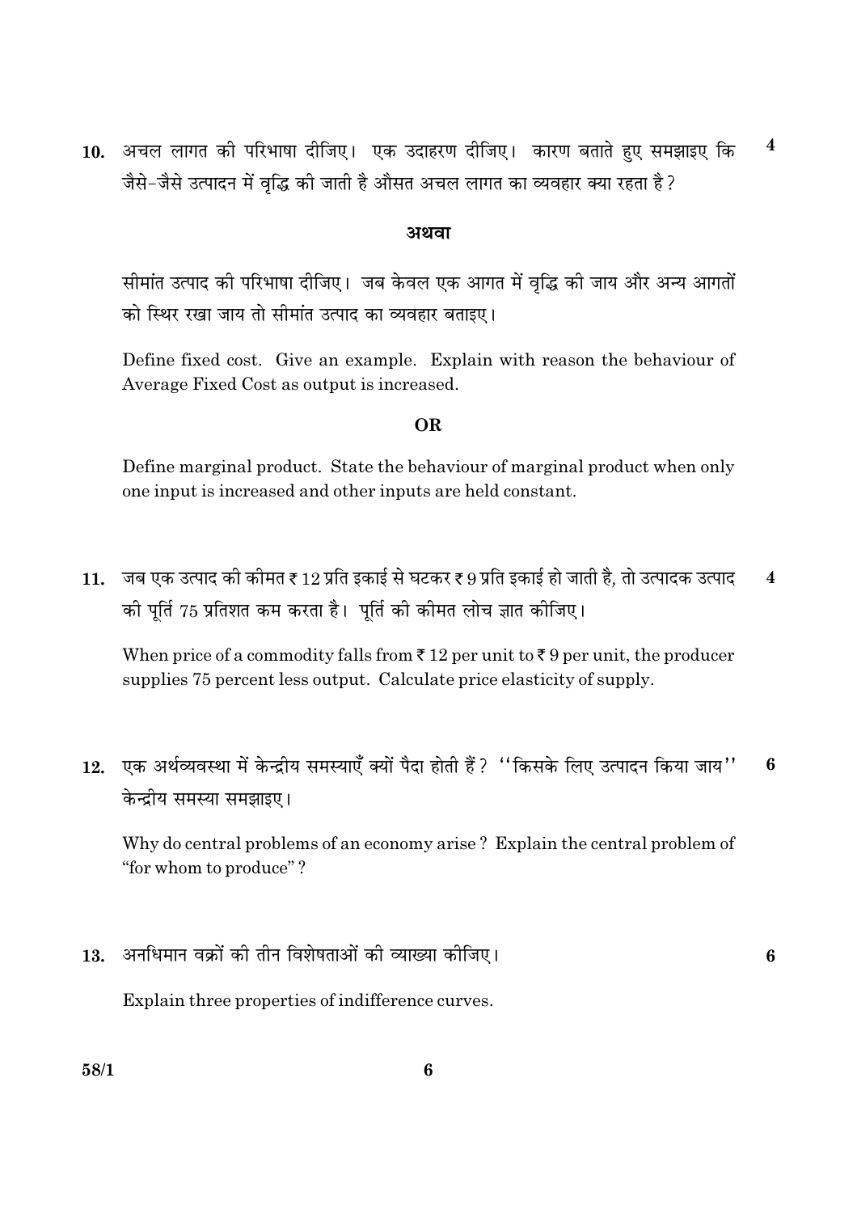10. अचल लागत की परिभाषा दीजिए। एक उदाहरण दीजिए। कारण बताते हुए समझाइए कि जैसे-जैसे उत्पादन में वृद्धि की जाती है औसत अचल लागत का व्यवहार क्या रहता है? **4**

**अथवा**

सीमांत उत्पाद की परिभाषा दीजिए। जब केवल एक आगत में वृद्धि की जाय और अन्य आगतों को स्थिर रखा जाय तो सीमांत उत्पाद का व्यवहार बताइए।

Define fixed cost. Give an example. Explain with reason the behaviour of Average Fixed Cost as output is increased.

**OR**

Define marginal product. State the behaviour of marginal product when only one input is increased and other inputs are held constant.

11. जब एक उत्पाद की कीमत ₹ 12 प्रति इकाई से घटकर ₹ 9 प्रति इकाई हो जाती है, तो उत्पादक उत्पाद की पूर्ति 75 प्रतिशत कम करता है। पूर्ति की कीमत लोच ज्ञात कीजिए। **4**

When price of a commodity falls from ₹ 12 per unit to ₹ 9 per unit, the producer supplies 75 percent less output. Calculate price elasticity of supply.

12. एक अर्थव्यवस्था में केन्द्रीय समस्याएँ क्यों पैदा होती हैं? "किसके लिए उत्पादन किया जाय" केन्द्रीय समस्या समझाइए। **6**

Why do central problems of an economy arise? Explain the central problem of "for whom to produce"?

13. अनधिमान वक्रों की तीन विशेषताओं की व्याख्या कीजिए। **6**

Explain three properties of indifference curves.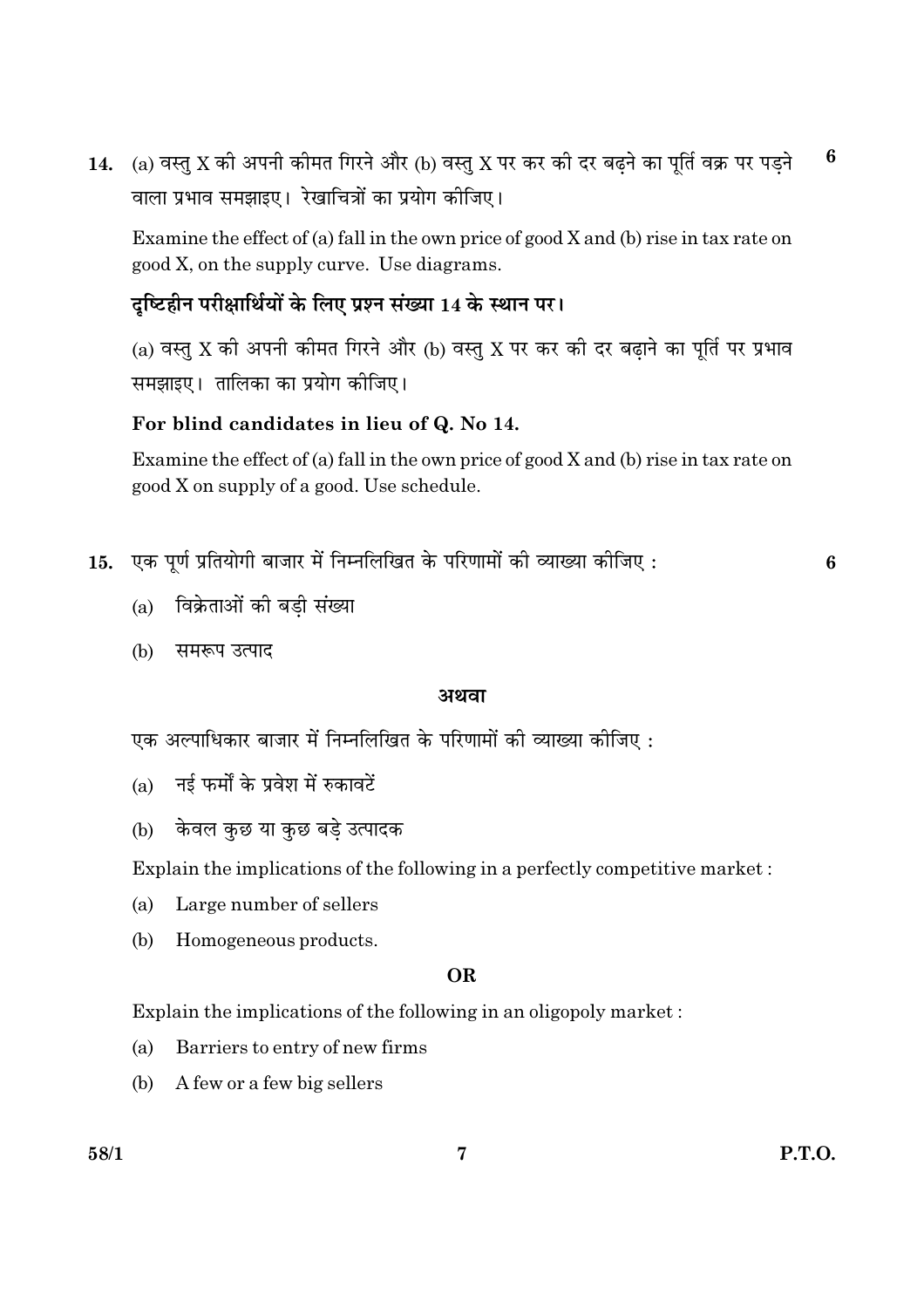14. (a) वस्तु X की अपनी कीमत गिरने और (b) वस्तु X पर कर की दर बढ़ने का पूर्ति वक्र पर पड़ने वाला प्रभाव समझाइए। रेखाचित्रों का प्रयोग कीजिए। **6**

Examine the effect of (a) fall in the own price of good X and (b) rise in tax rate on good X, on the supply curve. Use diagrams.

**दृष्टिहीन परीक्षार्थियों के लिए प्रश्न संख्या 14 के स्थान पर।**

(a) वस्तु X की अपनी कीमत गिरने और (b) वस्तु X पर कर की दर बढ़ाने का पूर्ति पर प्रभाव समझाइए। तालिका का प्रयोग कीजिए।

**For blind candidates in lieu of Q. No 14.**

Examine the effect of (a) fall in the own price of good X and (b) rise in tax rate on good X on supply of a good. Use schedule.

15. एक पूर्ण प्रतियोगी बाजार में निम्नलिखित के परिणामों की व्याख्या कीजिए : **6**

(a) विक्रेताओं की बड़ी संख्या

(b) समरूप उत्पाद

**अथवा**

एक अल्पाधिकार बाजार में निम्नलिखित के परिणामों की व्याख्या कीजिए :

(a) नई फर्मों के प्रवेश में रुकावटें

(b) केवल कुछ या कुछ बड़े उत्पादक

Explain the implications of the following in a perfectly competitive market :

(a) Large number of sellers

(b) Homogeneous products.

**OR**

Explain the implications of the following in an oligopoly market :

(a) Barriers to entry of new firms

(b) A few or a few big sellers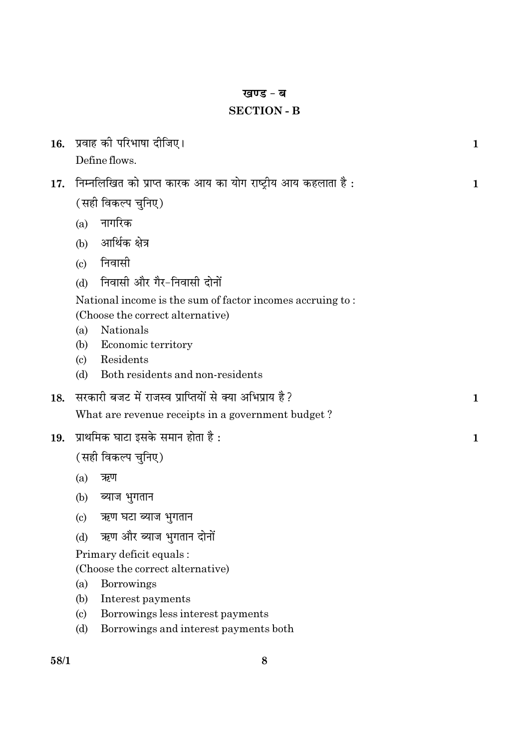## खण्ड - ब

## SECTION - B

**16.** प्रवाह की परिभाषा दीजिए। **1**

Define flows.

**17.** निम्नलिखित को प्राप्त कारक आय का योग राष्ट्रीय आय कहलाता है : **1**

(सही विकल्प चुनिए)

(a) नागरिक

(b) आर्थिक क्षेत्र

(c) निवासी

(d) निवासी और गैर-निवासी दोनों

National income is the sum of factor incomes accruing to :
(Choose the correct alternative)

(a) Nationals

(b) Economic territory

(c) Residents

(d) Both residents and non-residents

**18.** सरकारी बजट में राजस्व प्राप्तियों से क्या अभिप्राय है ? **1**

What are revenue receipts in a government budget ?

**19.** प्राथमिक घाटा इसके समान होता है : **1**

(सही विकल्प चुनिए)

(a) ऋण

(b) ब्याज भुगतान

(c) ऋण घटा ब्याज भुगतान

(d) ऋण और ब्याज भुगतान दोनों

Primary deficit equals :
(Choose the correct alternative)

(a) Borrowings

(b) Interest payments

(c) Borrowings less interest payments

(d) Borrowings and interest payments both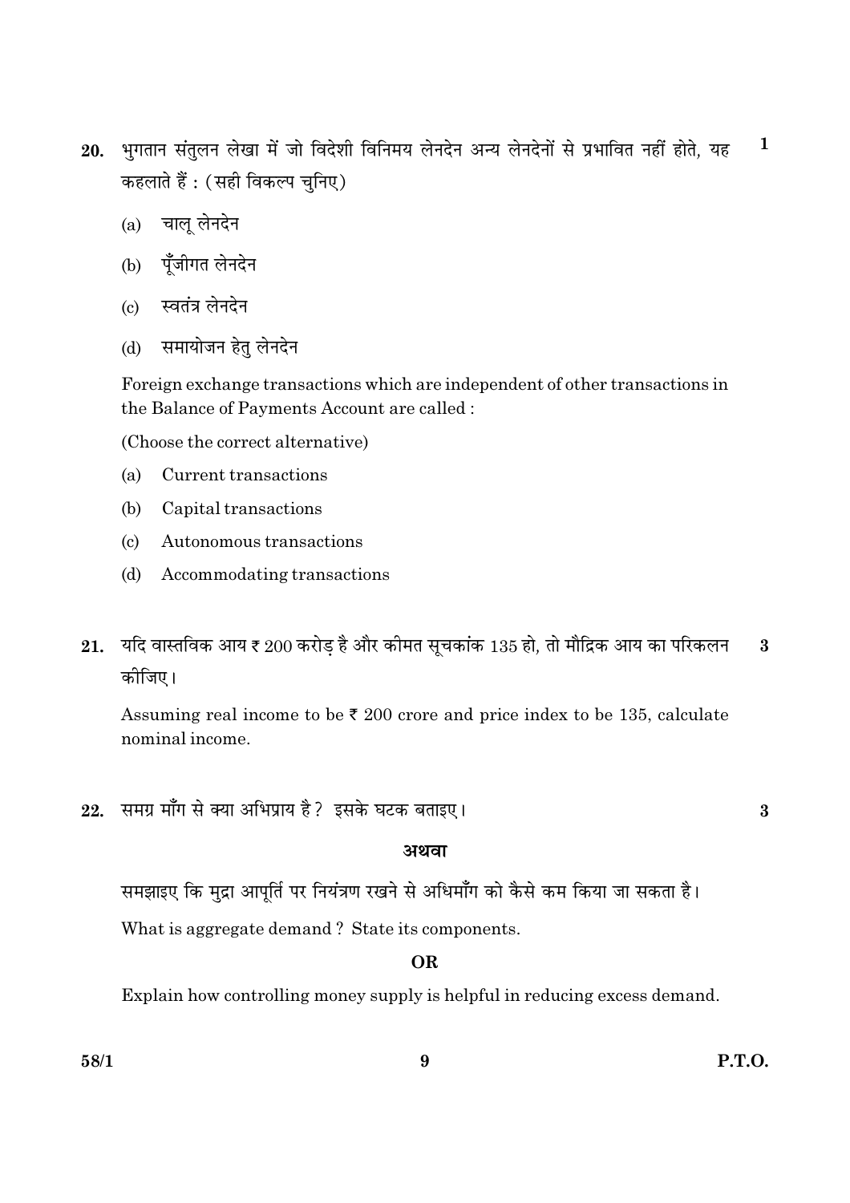**20.** भुगतान संतुलन लेखा में जो विदेशी विनिमय लेनदेन अन्य लेनदेनों से प्रभावित नहीं होते, यह कहलाते हैं : (सही विकल्प चुनिए) **1**

(a) चालू लेनदेन

(b) पूँजीगत लेनदेन

(c) स्वतंत्र लेनदेन

(d) समायोजन हेतु लेनदेन

Foreign exchange transactions which are independent of other transactions in the Balance of Payments Account are called :

(Choose the correct alternative)

(a) Current transactions

(b) Capital transactions

(c) Autonomous transactions

(d) Accommodating transactions

**21.** यदि वास्तविक आय ₹ 200 करोड़ है और कीमत सूचकांक 135 हो, तो मौद्रिक आय का परिकलन कीजिए। **3**

Assuming real income to be ₹ 200 crore and price index to be 135, calculate nominal income.

**22.** समग्र माँग से क्या अभिप्राय है? इसके घटक बताइए। **3**

**अथवा**

समझाइए कि मुद्रा आपूर्ति पर नियंत्रण रखने से अधिमाँग को कैसे कम किया जा सकता है।

What is aggregate demand ? State its components.

**OR**

Explain how controlling money supply is helpful in reducing excess demand.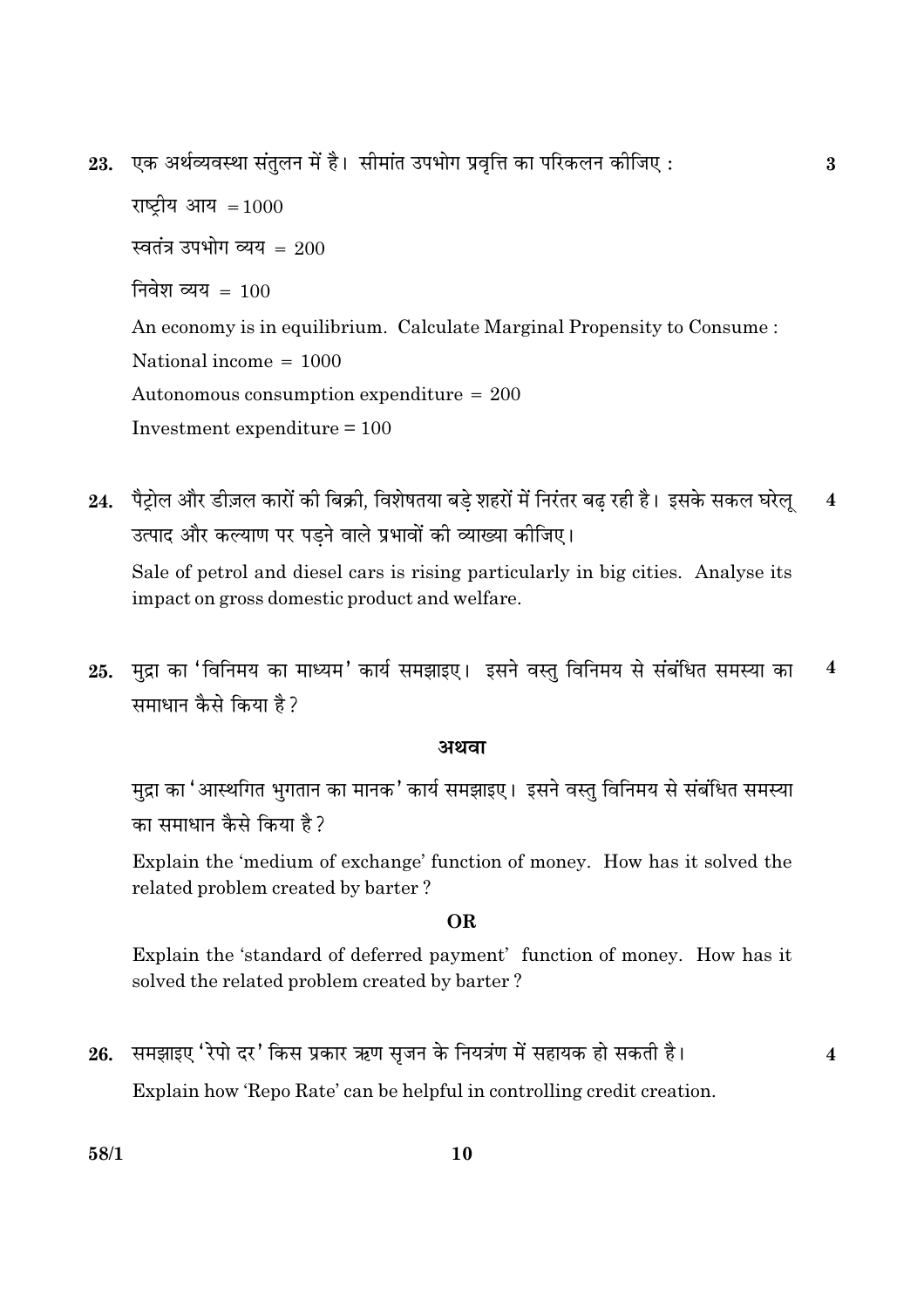23. एक अर्थव्यवस्था संतुलन में है। सीमांत उपभोग प्रवृत्ति का परिकलन कीजिए : **3**

राष्ट्रीय आय $= 1000$

स्वतंत्र उपभोग व्यय $= 200$

निवेश व्यय $= 100$

An economy is in equilibrium. Calculate Marginal Propensity to Consume :

National income $= 1000$

Autonomous consumption expenditure $= 200$

Investment expenditure $= 100$

24. पैट्रोल और डीज़ल कारों की बिक्री, विशेषतया बड़े शहरों में निरंतर बढ़ रही है। इसके सकल घरेलू उत्पाद और कल्याण पर पड़ने वाले प्रभावों की व्याख्या कीजिए। **4**

Sale of petrol and diesel cars is rising particularly in big cities. Analyse its impact on gross domestic product and welfare.

25. मुद्रा का 'विनिमय का माध्यम' कार्य समझाइए। इसने वस्तु विनिमय से संबंधित समस्या का समाधान कैसे किया है? **4**

**अथवा**

मुद्रा का 'आस्थगित भुगतान का मानक' कार्य समझाइए। इसने वस्तु विनिमय से संबंधित समस्या का समाधान कैसे किया है?

Explain the 'medium of exchange' function of money. How has it solved the related problem created by barter?

**OR**

Explain the 'standard of deferred payment' function of money. How has it solved the related problem created by barter?

26. समझाइए 'रेपो दर' किस प्रकार ऋण सृजन के नियंत्रण में सहायक हो सकती है। **4**

Explain how 'Repo Rate' can be helpful in controlling credit creation.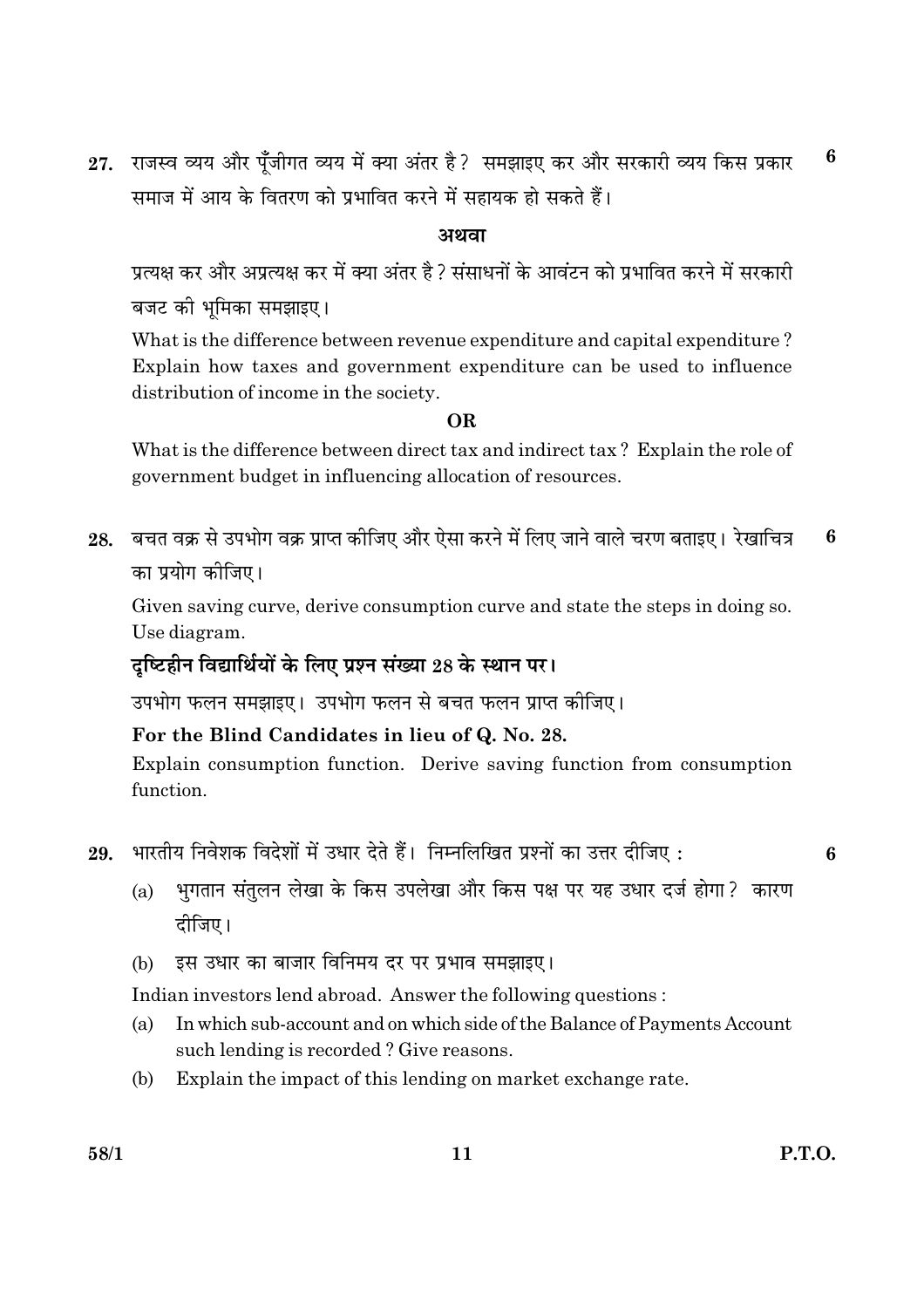27. राजस्व व्यय और पूँजीगत व्यय में क्या अंतर है? समझाइए कर और सरकारी व्यय किस प्रकार समाज में आय के वितरण को प्रभावित करने में सहायक हो सकते हैं। **6**

**अथवा**

प्रत्यक्ष कर और अप्रत्यक्ष कर में क्या अंतर है? संसाधनों के आवंटन को प्रभावित करने में सरकारी बजट की भूमिका समझाइए।

What is the difference between revenue expenditure and capital expenditure? Explain how taxes and government expenditure can be used to influence distribution of income in the society.

**OR**

What is the difference between direct tax and indirect tax? Explain the role of government budget in influencing allocation of resources.

28. बचत वक्र से उपभोग वक्र प्राप्त कीजिए और ऐसा करने में लिए जाने वाले चरण बताइए। रेखाचित्र का प्रयोग कीजिए। **6**

Given saving curve, derive consumption curve and state the steps in doing so. Use diagram.

**दृष्टिहीन विद्यार्थियों के लिए प्रश्न संख्या 28 के स्थान पर।**

उपभोग फलन समझाइए। उपभोग फलन से बचत फलन प्राप्त कीजिए।

**For the Blind Candidates in lieu of Q. No. 28.**

Explain consumption function. Derive saving function from consumption function.

29. भारतीय निवेशक विदेशों में उधार देते हैं। निम्नलिखित प्रश्नों का उत्तर दीजिए : **6**

(a) भुगतान संतुलन लेखा के किस उपलेखा और किस पक्ष पर यह उधार दर्ज होगा? कारण दीजिए।

(b) इस उधार का बाजार विनिमय दर पर प्रभाव समझाइए।

Indian investors lend abroad. Answer the following questions :

(a) In which sub-account and on which side of the Balance of Payments Account such lending is recorded? Give reasons.

(b) Explain the impact of this lending on market exchange rate.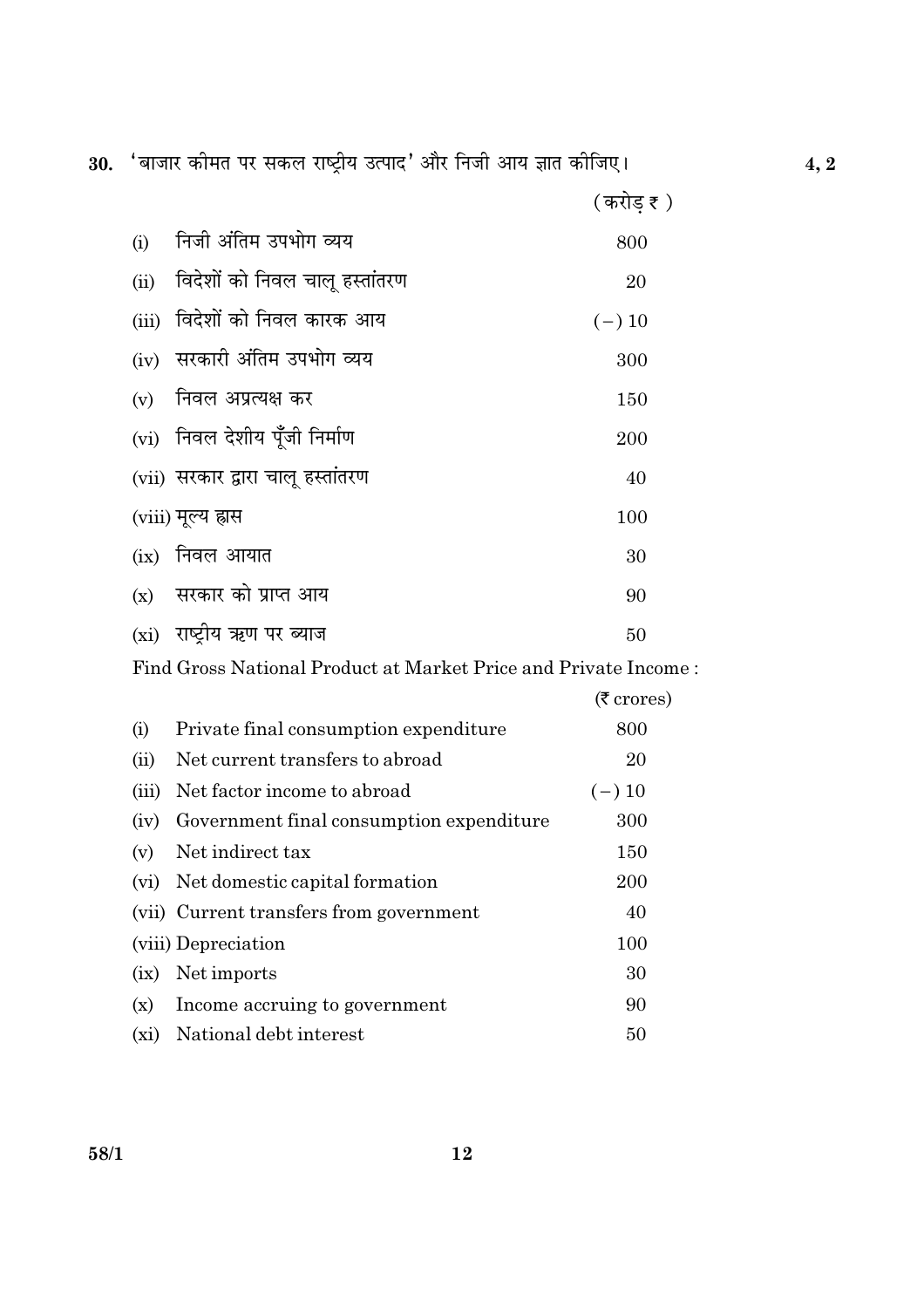30\. 'बाजार कीमत पर सकल राष्ट्रीय उत्पाद' और निजी आय ज्ञात कीजिए। **4, 2**

| | | (करोड़ ₹) |
|---|---|---|
| (i) | निजी अंतिम उपभोग व्यय | 800 |
| (ii) | विदेशों को निवल चालू हस्तांतरण | 20 |
| (iii) | विदेशों को निवल कारक आय | (−) 10 |
| (iv) | सरकारी अंतिम उपभोग व्यय | 300 |
| (v) | निवल अप्रत्यक्ष कर | 150 |
| (vi) | निवल देशीय पूँजी निर्माण | 200 |
| (vii) | सरकार द्वारा चालू हस्तांतरण | 40 |
| (viii) | मूल्य ह्रास | 100 |
| (ix) | निवल आयात | 30 |
| (x) | सरकार को प्राप्त आय | 90 |
| (xi) | राष्ट्रीय ऋण पर ब्याज | 50 |

Find Gross National Product at Market Price and Private Income :

| | | (₹ crores) |
|---|---|---|
| (i) | Private final consumption expenditure | 800 |
| (ii) | Net current transfers to abroad | 20 |
| (iii) | Net factor income to abroad | (−) 10 |
| (iv) | Government final consumption expenditure | 300 |
| (v) | Net indirect tax | 150 |
| (vi) | Net domestic capital formation | 200 |
| (vii) | Current transfers from government | 40 |
| (viii) | Depreciation | 100 |
| (ix) | Net imports | 30 |
| (x) | Income accruing to government | 90 |
| (xi) | National debt interest | 50 |